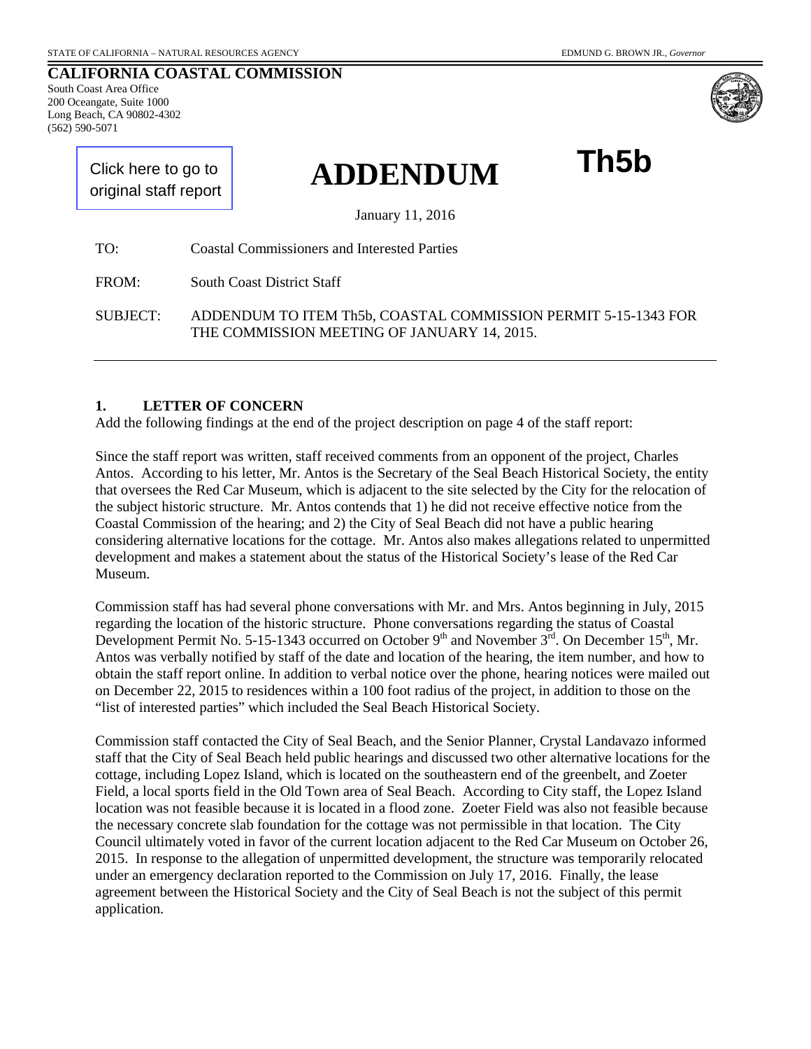STATE OF CALIFORNIA – NATURAL RESOURCES AGENCY EDMUND G. BROWN JR., *Governor*

**CALIFORNIA COASTAL COMMISSION**
South Coast Area Office
200 Oceangate, Suite 1000
Long Beach, CA 90802-4302
(562) 590-5071

Click here to go to original staff report

# ADDENDUM

**Th5b**

January 11, 2016

TO: Coastal Commissioners and Interested Parties

FROM: South Coast District Staff

SUBJECT: ADDENDUM TO ITEM Th5b, COASTAL COMMISSION PERMIT 5-15-1343 FOR THE COMMISSION MEETING OF JANUARY 14, 2015.

---

## 1. LETTER OF CONCERN

Add the following findings at the end of the project description on page 4 of the staff report:

Since the staff report was written, staff received comments from an opponent of the project, Charles Antos. According to his letter, Mr. Antos is the Secretary of the Seal Beach Historical Society, the entity that oversees the Red Car Museum, which is adjacent to the site selected by the City for the relocation of the subject historic structure. Mr. Antos contends that 1) he did not receive effective notice from the Coastal Commission of the hearing; and 2) the City of Seal Beach did not have a public hearing considering alternative locations for the cottage. Mr. Antos also makes allegations related to unpermitted development and makes a statement about the status of the Historical Society's lease of the Red Car Museum.

Commission staff has had several phone conversations with Mr. and Mrs. Antos beginning in July, 2015 regarding the location of the historic structure. Phone conversations regarding the status of Coastal Development Permit No. 5-15-1343 occurred on October 9th and November 3rd. On December 15th, Mr. Antos was verbally notified by staff of the date and location of the hearing, the item number, and how to obtain the staff report online. In addition to verbal notice over the phone, hearing notices were mailed out on December 22, 2015 to residences within a 100 foot radius of the project, in addition to those on the "list of interested parties" which included the Seal Beach Historical Society.

Commission staff contacted the City of Seal Beach, and the Senior Planner, Crystal Landavazo informed staff that the City of Seal Beach held public hearings and discussed two other alternative locations for the cottage, including Lopez Island, which is located on the southeastern end of the greenbelt, and Zoeter Field, a local sports field in the Old Town area of Seal Beach. According to City staff, the Lopez Island location was not feasible because it is located in a flood zone. Zoeter Field was also not feasible because the necessary concrete slab foundation for the cottage was not permissible in that location. The City Council ultimately voted in favor of the current location adjacent to the Red Car Museum on October 26, 2015. In response to the allegation of unpermitted development, the structure was temporarily relocated under an emergency declaration reported to the Commission on July 17, 2016. Finally, the lease agreement between the Historical Society and the City of Seal Beach is not the subject of this permit application.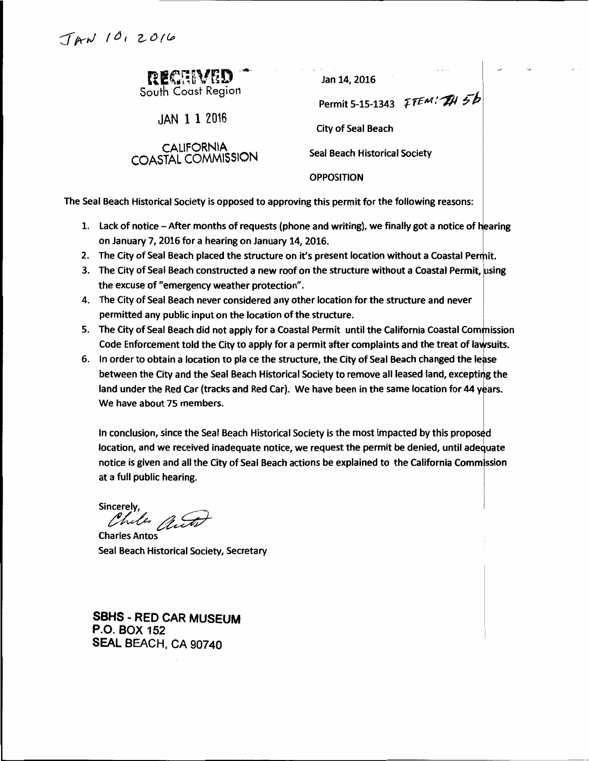JAN 10, 2016

RECEIVED
South Coast Region

JAN 11 2016

CALIFORNIA
COASTAL COMMISSION

Jan 14, 2016

Permit 5-15-1343 ITEM: TH 5b

City of Seal Beach

Seal Beach Historical Society

OPPOSITION

The Seal Beach Historical Society is opposed to approving this permit for the following reasons:

1. Lack of notice – After months of requests (phone and writing), we finally got a notice of hearing on January 7, 2016 for a hearing on January 14, 2016.
2. The City of Seal Beach placed the structure on it's present location without a Coastal Permit.
3. The City of Seal Beach constructed a new roof on the structure without a Coastal Permit, using the excuse of "emergency weather protection".
4. The City of Seal Beach never considered any other location for the structure and never permitted any public input on the location of the structure.
5. The City of Seal Beach did not apply for a Coastal Permit until the California Coastal Commission Code Enforcement told the City to apply for a permit after complaints and the treat of lawsuits.
6. In order to obtain a location to pla ce the structure, the City of Seal Beach changed the lease between the City and the Seal Beach Historical Society to remove all leased land, excepting the land under the Red Car (tracks and Red Car). We have been in the same location for 44 years. We have about 75 members.

In conclusion, since the Seal Beach Historical Society is the most impacted by this proposed location, and we received inadequate notice, we request the permit be denied, until adequate notice is given and all the City of Seal Beach actions be explained to the California Commission at a full public hearing.

Sincerely,

Charles Antos

Charles Antos
Seal Beach Historical Society, Secretary

**SBHS - RED CAR MUSEUM**
**P.O. BOX 152**
**SEAL BEACH, CA 90740**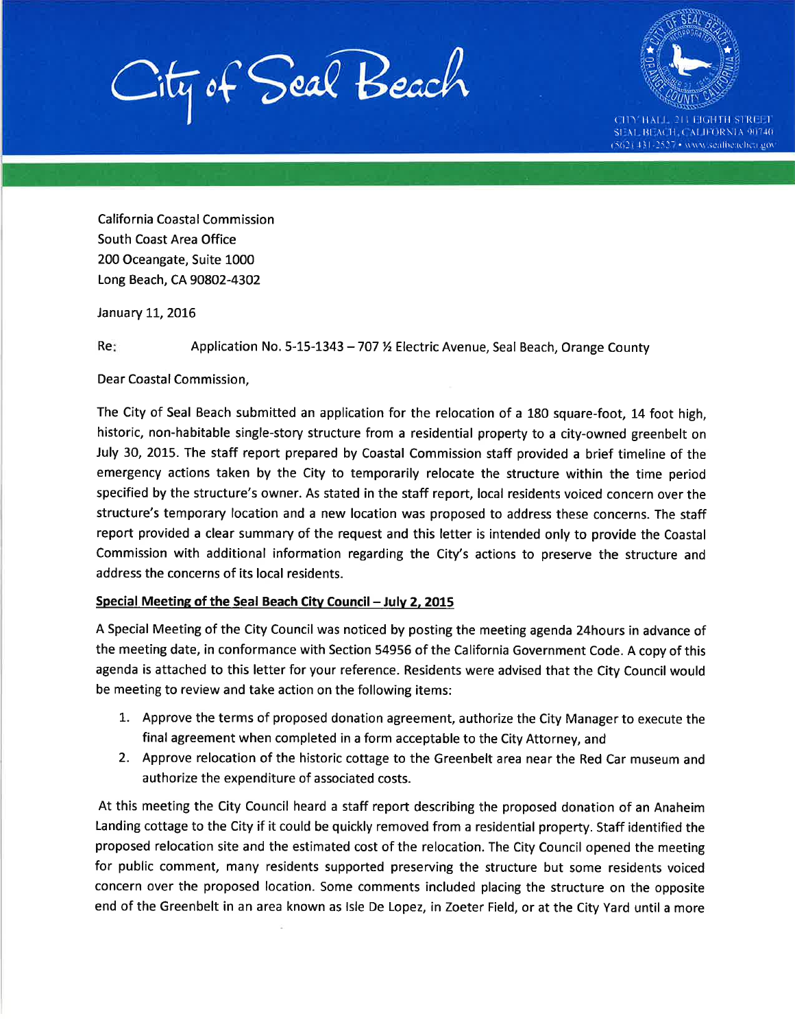City of Seal Beach

CITY HALL 211 EIGHTH STREET
SEAL BEACH, CALIFORNIA 90740
(562) 431-2527 • www.sealbeachca.gov

California Coastal Commission
South Coast Area Office
200 Oceangate, Suite 1000
Long Beach, CA 90802-4302

January 11, 2016

Re: Application No. 5-15-1343 – 707 ½ Electric Avenue, Seal Beach, Orange County

Dear Coastal Commission,

The City of Seal Beach submitted an application for the relocation of a 180 square-foot, 14 foot high, historic, non-habitable single-story structure from a residential property to a city-owned greenbelt on July 30, 2015. The staff report prepared by Coastal Commission staff provided a brief timeline of the emergency actions taken by the City to temporarily relocate the structure within the time period specified by the structure's owner. As stated in the staff report, local residents voiced concern over the structure's temporary location and a new location was proposed to address these concerns. The staff report provided a clear summary of the request and this letter is intended only to provide the Coastal Commission with additional information regarding the City's actions to preserve the structure and address the concerns of its local residents.

**Special Meeting of the Seal Beach City Council – July 2, 2015**

A Special Meeting of the City Council was noticed by posting the meeting agenda 24hours in advance of the meeting date, in conformance with Section 54956 of the California Government Code. A copy of this agenda is attached to this letter for your reference. Residents were advised that the City Council would be meeting to review and take action on the following items:

1. Approve the terms of proposed donation agreement, authorize the City Manager to execute the final agreement when completed in a form acceptable to the City Attorney, and
2. Approve relocation of the historic cottage to the Greenbelt area near the Red Car museum and authorize the expenditure of associated costs.

At this meeting the City Council heard a staff report describing the proposed donation of an Anaheim Landing cottage to the City if it could be quickly removed from a residential property. Staff identified the proposed relocation site and the estimated cost of the relocation. The City Council opened the meeting for public comment, many residents supported preserving the structure but some residents voiced concern over the proposed location. Some comments included placing the structure on the opposite end of the Greenbelt in an area known as Isle De Lopez, in Zoeter Field, or at the City Yard until a more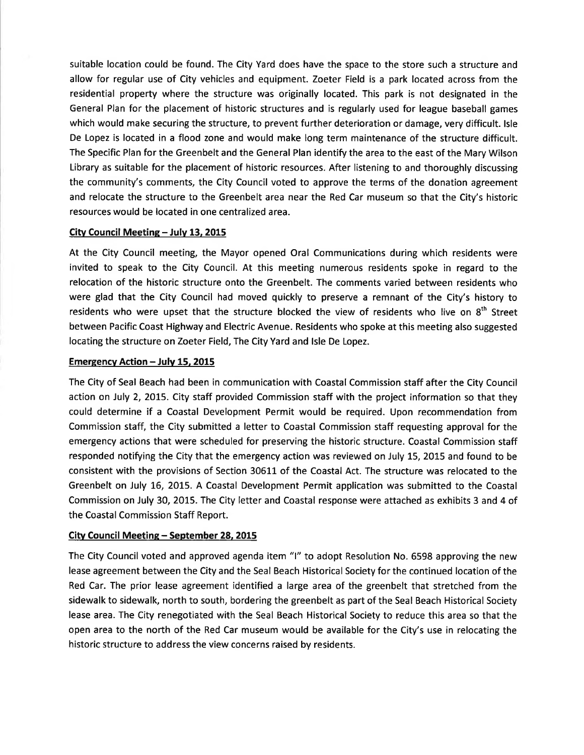suitable location could be found. The City Yard does have the space to the store such a structure and allow for regular use of City vehicles and equipment. Zoeter Field is a park located across from the residential property where the structure was originally located. This park is not designated in the General Plan for the placement of historic structures and is regularly used for league baseball games which would make securing the structure, to prevent further deterioration or damage, very difficult. Isle De Lopez is located in a flood zone and would make long term maintenance of the structure difficult. The Specific Plan for the Greenbelt and the General Plan identify the area to the east of the Mary Wilson Library as suitable for the placement of historic resources. After listening to and thoroughly discussing the community's comments, the City Council voted to approve the terms of the donation agreement and relocate the structure to the Greenbelt area near the Red Car museum so that the City's historic resources would be located in one centralized area.

**City Council Meeting – July 13, 2015**

At the City Council meeting, the Mayor opened Oral Communications during which residents were invited to speak to the City Council. At this meeting numerous residents spoke in regard to the relocation of the historic structure onto the Greenbelt. The comments varied between residents who were glad that the City Council had moved quickly to preserve a remnant of the City's history to residents who were upset that the structure blocked the view of residents who live on 8th Street between Pacific Coast Highway and Electric Avenue. Residents who spoke at this meeting also suggested locating the structure on Zoeter Field, The City Yard and Isle De Lopez.

**Emergency Action – July 15, 2015**

The City of Seal Beach had been in communication with Coastal Commission staff after the City Council action on July 2, 2015. City staff provided Commission staff with the project information so that they could determine if a Coastal Development Permit would be required. Upon recommendation from Commission staff, the City submitted a letter to Coastal Commission staff requesting approval for the emergency actions that were scheduled for preserving the historic structure. Coastal Commission staff responded notifying the City that the emergency action was reviewed on July 15, 2015 and found to be consistent with the provisions of Section 30611 of the Coastal Act. The structure was relocated to the Greenbelt on July 16, 2015. A Coastal Development Permit application was submitted to the Coastal Commission on July 30, 2015. The City letter and Coastal response were attached as exhibits 3 and 4 of the Coastal Commission Staff Report.

**City Council Meeting – September 28, 2015**

The City Council voted and approved agenda item "I" to adopt Resolution No. 6598 approving the new lease agreement between the City and the Seal Beach Historical Society for the continued location of the Red Car. The prior lease agreement identified a large area of the greenbelt that stretched from the sidewalk to sidewalk, north to south, bordering the greenbelt as part of the Seal Beach Historical Society lease area. The City renegotiated with the Seal Beach Historical Society to reduce this area so that the open area to the north of the Red Car museum would be available for the City's use in relocating the historic structure to address the view concerns raised by residents.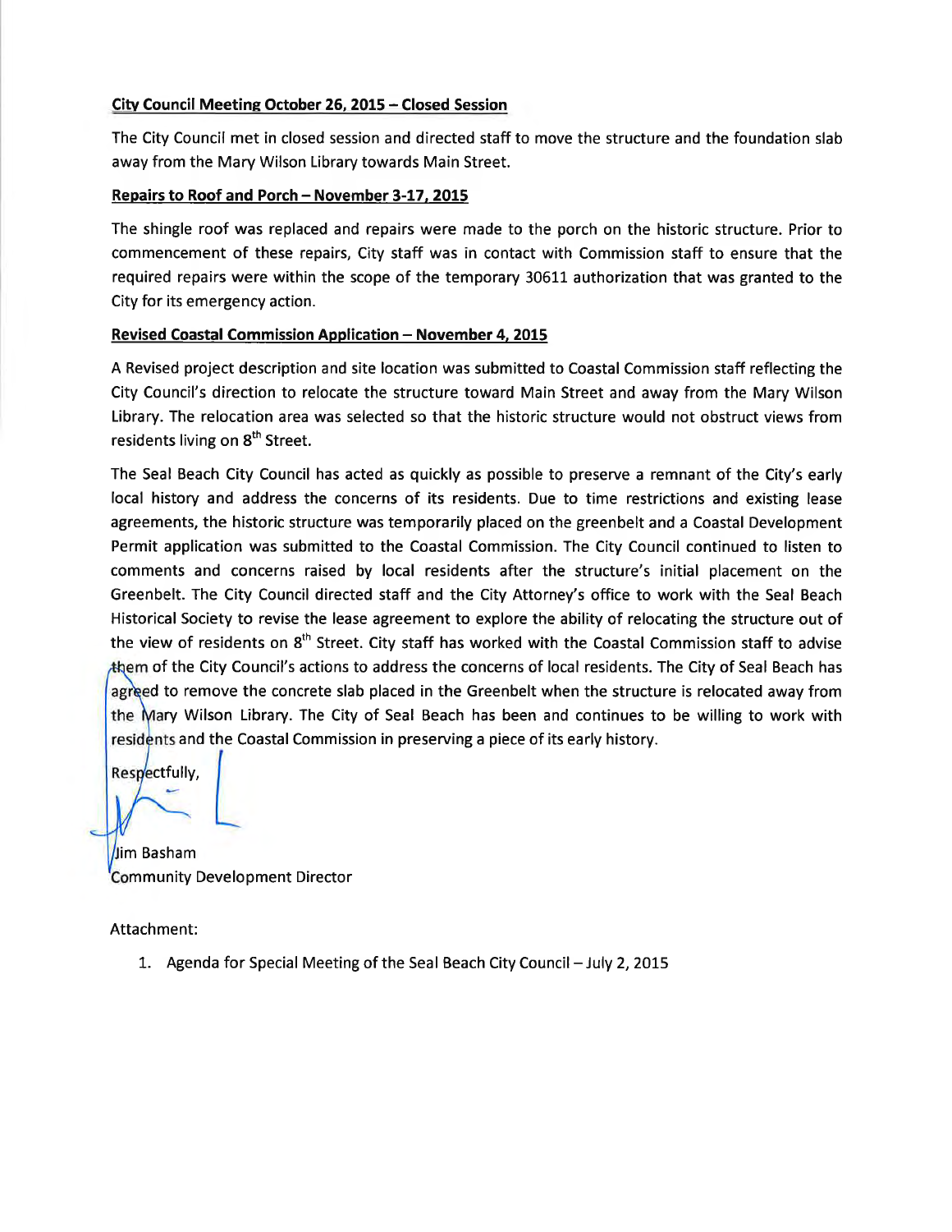**City Council Meeting October 26, 2015 – Closed Session**

The City Council met in closed session and directed staff to move the structure and the foundation slab away from the Mary Wilson Library towards Main Street.

**Repairs to Roof and Porch – November 3-17, 2015**

The shingle roof was replaced and repairs were made to the porch on the historic structure. Prior to commencement of these repairs, City staff was in contact with Commission staff to ensure that the required repairs were within the scope of the temporary 30611 authorization that was granted to the City for its emergency action.

**Revised Coastal Commission Application – November 4, 2015**

A Revised project description and site location was submitted to Coastal Commission staff reflecting the City Council's direction to relocate the structure toward Main Street and away from the Mary Wilson Library. The relocation area was selected so that the historic structure would not obstruct views from residents living on 8th Street.

The Seal Beach City Council has acted as quickly as possible to preserve a remnant of the City's early local history and address the concerns of its residents. Due to time restrictions and existing lease agreements, the historic structure was temporarily placed on the greenbelt and a Coastal Development Permit application was submitted to the Coastal Commission. The City Council continued to listen to comments and concerns raised by local residents after the structure's initial placement on the Greenbelt. The City Council directed staff and the City Attorney's office to work with the Seal Beach Historical Society to revise the lease agreement to explore the ability of relocating the structure out of the view of residents on 8th Street. City staff has worked with the Coastal Commission staff to advise them of the City Council's actions to address the concerns of local residents. The City of Seal Beach has agreed to remove the concrete slab placed in the Greenbelt when the structure is relocated away from the Mary Wilson Library. The City of Seal Beach has been and continues to be willing to work with residents and the Coastal Commission in preserving a piece of its early history.

Respectfully,

Jim Basham
Community Development Director

Attachment:

1. Agenda for Special Meeting of the Seal Beach City Council – July 2, 2015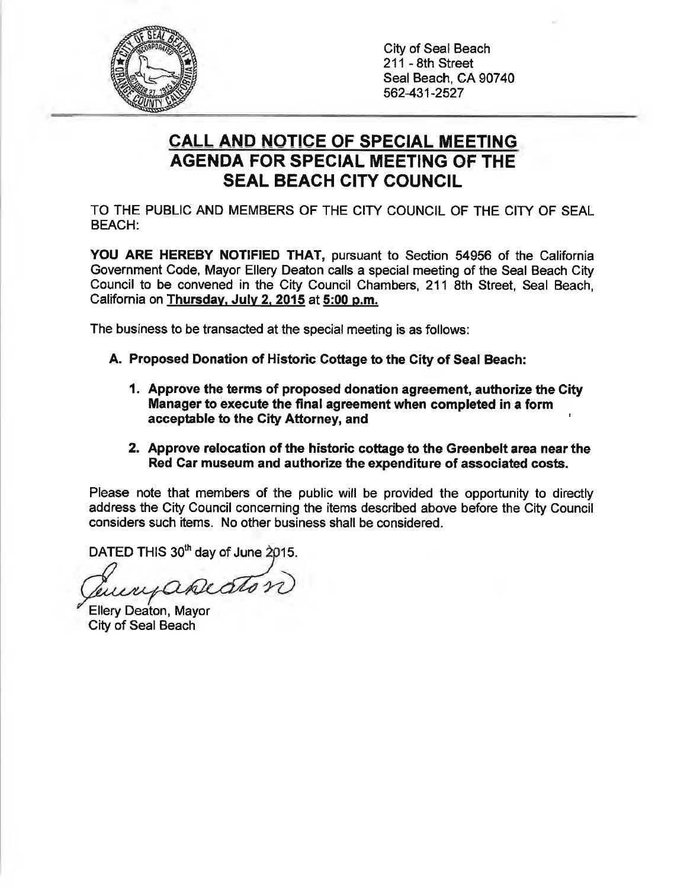City of Seal Beach
211 - 8th Street
Seal Beach, CA 90740
562-431-2527

# CALL AND NOTICE OF SPECIAL MEETING
# AGENDA FOR SPECIAL MEETING OF THE SEAL BEACH CITY COUNCIL

TO THE PUBLIC AND MEMBERS OF THE CITY COUNCIL OF THE CITY OF SEAL BEACH:

**YOU ARE HEREBY NOTIFIED THAT,** pursuant to Section 54956 of the California Government Code, Mayor Ellery Deaton calls a special meeting of the Seal Beach City Council to be convened in the City Council Chambers, 211 8th Street, Seal Beach, California on **Thursday, July 2, 2015** at **5:00 p.m.**

The business to be transacted at the special meeting is as follows:

**A. Proposed Donation of Historic Cottage to the City of Seal Beach:**

1. **Approve the terms of proposed donation agreement, authorize the City Manager to execute the final agreement when completed in a form acceptable to the City Attorney, and**

2. **Approve relocation of the historic cottage to the Greenbelt area near the Red Car museum and authorize the expenditure of associated costs.**

Please note that members of the public will be provided the opportunity to directly address the City Council concerning the items described above before the City Council considers such items. No other business shall be considered.

DATED THIS 30th day of June 2015.

Ellery Deaton, Mayor
City of Seal Beach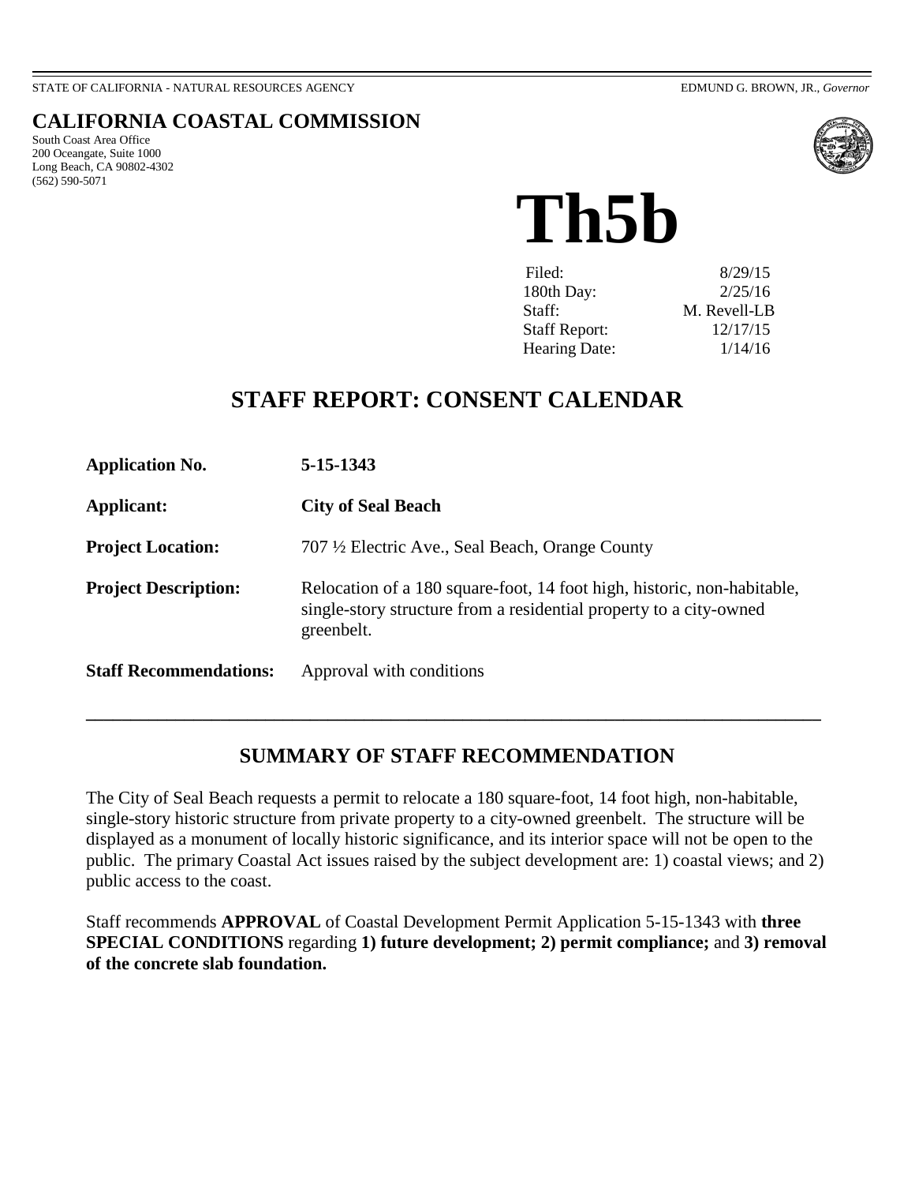STATE OF CALIFORNIA - NATURAL RESOURCES AGENCY EDMUND G. BROWN, JR., *Governor*

## CALIFORNIA COASTAL COMMISSION

South Coast Area Office
200 Oceangate, Suite 1000
Long Beach, CA 90802-4302
(562) 590-5071

# Th5b

| | |
|---|---|
| Filed: | 8/29/15 |
| 180th Day: | 2/25/16 |
| Staff: | M. Revell-LB |
| Staff Report: | 12/17/15 |
| Hearing Date: | 1/14/16 |

## STAFF REPORT: CONSENT CALENDAR

**Application No.** **5-15-1343**

**Applicant:** **City of Seal Beach**

**Project Location:** 707 ½ Electric Ave., Seal Beach, Orange County

**Project Description:** Relocation of a 180 square-foot, 14 foot high, historic, non-habitable, single-story structure from a residential property to a city-owned greenbelt.

**Staff Recommendations:** Approval with conditions

---

## SUMMARY OF STAFF RECOMMENDATION

The City of Seal Beach requests a permit to relocate a 180 square-foot, 14 foot high, non-habitable, single-story historic structure from private property to a city-owned greenbelt. The structure will be displayed as a monument of locally historic significance, and its interior space will not be open to the public. The primary Coastal Act issues raised by the subject development are: 1) coastal views; and 2) public access to the coast.

Staff recommends **APPROVAL** of Coastal Development Permit Application 5-15-1343 with **three SPECIAL CONDITIONS** regarding **1) future development; 2) permit compliance;** and **3) removal of the concrete slab foundation.**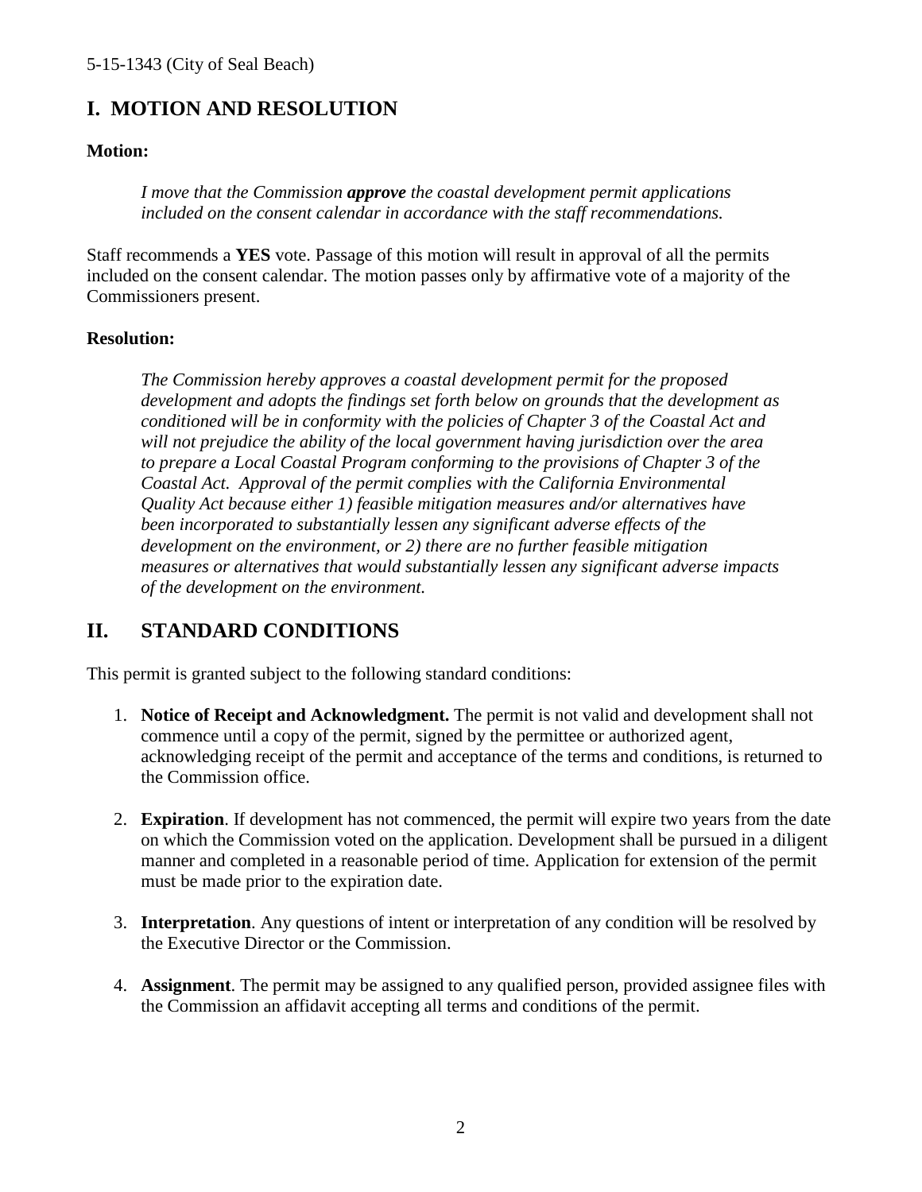## I. MOTION AND RESOLUTION

**Motion:**

> *I move that the Commission* ***approve*** *the coastal development permit applications included on the consent calendar in accordance with the staff recommendations.*

Staff recommends a **YES** vote. Passage of this motion will result in approval of all the permits included on the consent calendar. The motion passes only by affirmative vote of a majority of the Commissioners present.

**Resolution:**

> *The Commission hereby approves a coastal development permit for the proposed development and adopts the findings set forth below on grounds that the development as conditioned will be in conformity with the policies of Chapter 3 of the Coastal Act and will not prejudice the ability of the local government having jurisdiction over the area to prepare a Local Coastal Program conforming to the provisions of Chapter 3 of the Coastal Act. Approval of the permit complies with the California Environmental Quality Act because either 1) feasible mitigation measures and/or alternatives have been incorporated to substantially lessen any significant adverse effects of the development on the environment, or 2) there are no further feasible mitigation measures or alternatives that would substantially lessen any significant adverse impacts of the development on the environment.*

## II. STANDARD CONDITIONS

This permit is granted subject to the following standard conditions:

1. **Notice of Receipt and Acknowledgment.** The permit is not valid and development shall not commence until a copy of the permit, signed by the permittee or authorized agent, acknowledging receipt of the permit and acceptance of the terms and conditions, is returned to the Commission office.

2. **Expiration**. If development has not commenced, the permit will expire two years from the date on which the Commission voted on the application. Development shall be pursued in a diligent manner and completed in a reasonable period of time. Application for extension of the permit must be made prior to the expiration date.

3. **Interpretation**. Any questions of intent or interpretation of any condition will be resolved by the Executive Director or the Commission.

4. **Assignment**. The permit may be assigned to any qualified person, provided assignee files with the Commission an affidavit accepting all terms and conditions of the permit.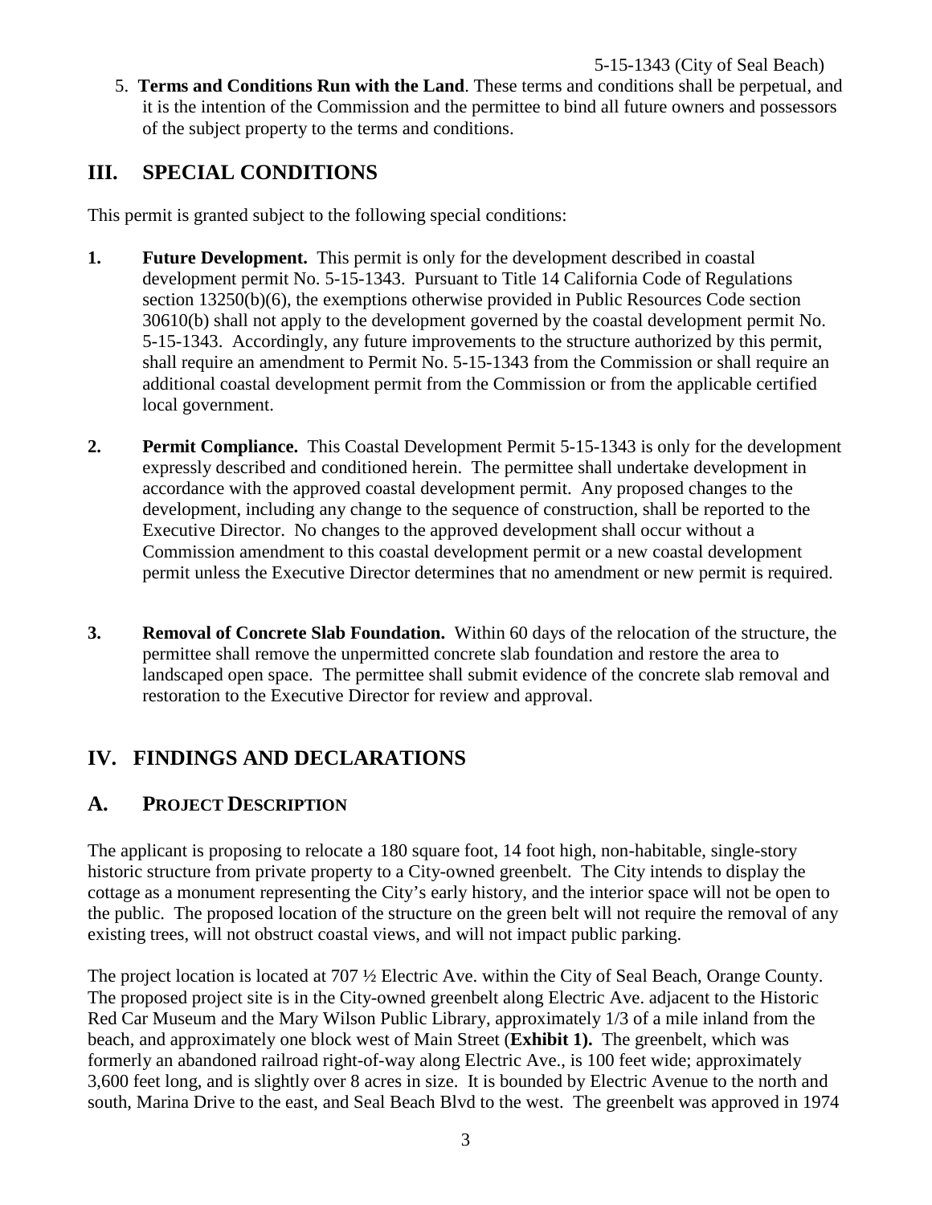5. **Terms and Conditions Run with the Land**. These terms and conditions shall be perpetual, and it is the intention of the Commission and the permittee to bind all future owners and possessors of the subject property to the terms and conditions.

## III. SPECIAL CONDITIONS

This permit is granted subject to the following special conditions:

1. **Future Development.** This permit is only for the development described in coastal development permit No. 5-15-1343. Pursuant to Title 14 California Code of Regulations section 13250(b)(6), the exemptions otherwise provided in Public Resources Code section 30610(b) shall not apply to the development governed by the coastal development permit No. 5-15-1343. Accordingly, any future improvements to the structure authorized by this permit, shall require an amendment to Permit No. 5-15-1343 from the Commission or shall require an additional coastal development permit from the Commission or from the applicable certified local government.

2. **Permit Compliance.** This Coastal Development Permit 5-15-1343 is only for the development expressly described and conditioned herein. The permittee shall undertake development in accordance with the approved coastal development permit. Any proposed changes to the development, including any change to the sequence of construction, shall be reported to the Executive Director. No changes to the approved development shall occur without a Commission amendment to this coastal development permit or a new coastal development permit unless the Executive Director determines that no amendment or new permit is required.

3. **Removal of Concrete Slab Foundation.** Within 60 days of the relocation of the structure, the permittee shall remove the unpermitted concrete slab foundation and restore the area to landscaped open space. The permittee shall submit evidence of the concrete slab removal and restoration to the Executive Director for review and approval.

## IV. FINDINGS AND DECLARATIONS

### A. PROJECT DESCRIPTION

The applicant is proposing to relocate a 180 square foot, 14 foot high, non-habitable, single-story historic structure from private property to a City-owned greenbelt. The City intends to display the cottage as a monument representing the City's early history, and the interior space will not be open to the public. The proposed location of the structure on the green belt will not require the removal of any existing trees, will not obstruct coastal views, and will not impact public parking.

The project location is located at 707 ½ Electric Ave. within the City of Seal Beach, Orange County. The proposed project site is in the City-owned greenbelt along Electric Ave. adjacent to the Historic Red Car Museum and the Mary Wilson Public Library, approximately 1/3 of a mile inland from the beach, and approximately one block west of Main Street (**Exhibit 1).** The greenbelt, which was formerly an abandoned railroad right-of-way along Electric Ave., is 100 feet wide; approximately 3,600 feet long, and is slightly over 8 acres in size. It is bounded by Electric Avenue to the north and south, Marina Drive to the east, and Seal Beach Blvd to the west. The greenbelt was approved in 1974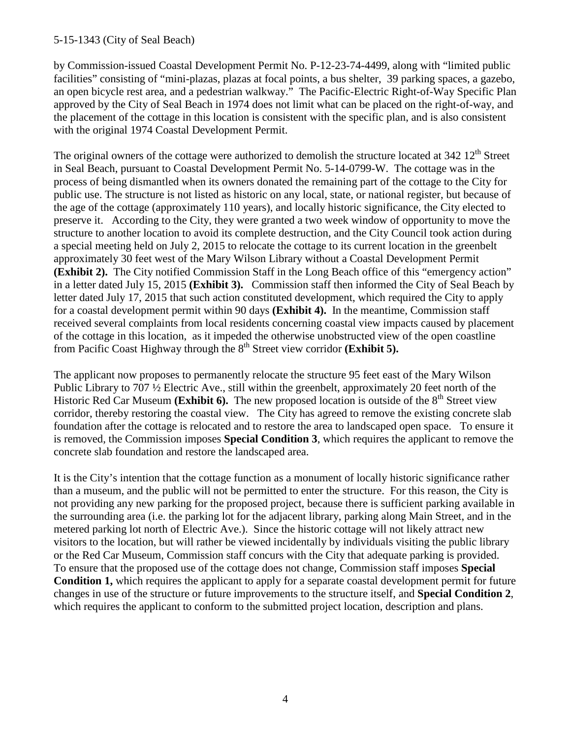by Commission-issued Coastal Development Permit No. P-12-23-74-4499, along with "limited public facilities" consisting of "mini-plazas, plazas at focal points, a bus shelter, 39 parking spaces, a gazebo, an open bicycle rest area, and a pedestrian walkway." The Pacific-Electric Right-of-Way Specific Plan approved by the City of Seal Beach in 1974 does not limit what can be placed on the right-of-way, and the placement of the cottage in this location is consistent with the specific plan, and is also consistent with the original 1974 Coastal Development Permit.

The original owners of the cottage were authorized to demolish the structure located at 342 12th Street in Seal Beach, pursuant to Coastal Development Permit No. 5-14-0799-W. The cottage was in the process of being dismantled when its owners donated the remaining part of the cottage to the City for public use. The structure is not listed as historic on any local, state, or national register, but because of the age of the cottage (approximately 110 years), and locally historic significance, the City elected to preserve it. According to the City, they were granted a two week window of opportunity to move the structure to another location to avoid its complete destruction, and the City Council took action during a special meeting held on July 2, 2015 to relocate the cottage to its current location in the greenbelt approximately 30 feet west of the Mary Wilson Library without a Coastal Development Permit **(Exhibit 2).** The City notified Commission Staff in the Long Beach office of this "emergency action" in a letter dated July 15, 2015 **(Exhibit 3).** Commission staff then informed the City of Seal Beach by letter dated July 17, 2015 that such action constituted development, which required the City to apply for a coastal development permit within 90 days **(Exhibit 4).** In the meantime, Commission staff received several complaints from local residents concerning coastal view impacts caused by placement of the cottage in this location, as it impeded the otherwise unobstructed view of the open coastline from Pacific Coast Highway through the 8th Street view corridor **(Exhibit 5).**

The applicant now proposes to permanently relocate the structure 95 feet east of the Mary Wilson Public Library to 707 ½ Electric Ave., still within the greenbelt, approximately 20 feet north of the Historic Red Car Museum **(Exhibit 6).** The new proposed location is outside of the 8th Street view corridor, thereby restoring the coastal view. The City has agreed to remove the existing concrete slab foundation after the cottage is relocated and to restore the area to landscaped open space. To ensure it is removed, the Commission imposes **Special Condition 3**, which requires the applicant to remove the concrete slab foundation and restore the landscaped area.

It is the City's intention that the cottage function as a monument of locally historic significance rather than a museum, and the public will not be permitted to enter the structure. For this reason, the City is not providing any new parking for the proposed project, because there is sufficient parking available in the surrounding area (i.e. the parking lot for the adjacent library, parking along Main Street, and in the metered parking lot north of Electric Ave.). Since the historic cottage will not likely attract new visitors to the location, but will rather be viewed incidentally by individuals visiting the public library or the Red Car Museum, Commission staff concurs with the City that adequate parking is provided. To ensure that the proposed use of the cottage does not change, Commission staff imposes **Special Condition 1,** which requires the applicant to apply for a separate coastal development permit for future changes in use of the structure or future improvements to the structure itself, and **Special Condition 2**, which requires the applicant to conform to the submitted project location, description and plans.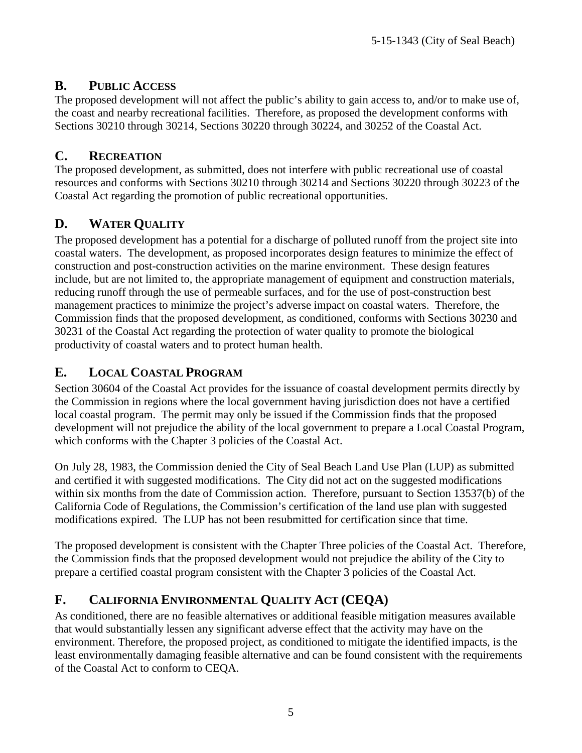## B. Public Access

The proposed development will not affect the public's ability to gain access to, and/or to make use of, the coast and nearby recreational facilities. Therefore, as proposed the development conforms with Sections 30210 through 30214, Sections 30220 through 30224, and 30252 of the Coastal Act.

## C. Recreation

The proposed development, as submitted, does not interfere with public recreational use of coastal resources and conforms with Sections 30210 through 30214 and Sections 30220 through 30223 of the Coastal Act regarding the promotion of public recreational opportunities.

## D. Water Quality

The proposed development has a potential for a discharge of polluted runoff from the project site into coastal waters. The development, as proposed incorporates design features to minimize the effect of construction and post-construction activities on the marine environment. These design features include, but are not limited to, the appropriate management of equipment and construction materials, reducing runoff through the use of permeable surfaces, and for the use of post-construction best management practices to minimize the project's adverse impact on coastal waters. Therefore, the Commission finds that the proposed development, as conditioned, conforms with Sections 30230 and 30231 of the Coastal Act regarding the protection of water quality to promote the biological productivity of coastal waters and to protect human health.

## E. Local Coastal Program

Section 30604 of the Coastal Act provides for the issuance of coastal development permits directly by the Commission in regions where the local government having jurisdiction does not have a certified local coastal program. The permit may only be issued if the Commission finds that the proposed development will not prejudice the ability of the local government to prepare a Local Coastal Program, which conforms with the Chapter 3 policies of the Coastal Act.

On July 28, 1983, the Commission denied the City of Seal Beach Land Use Plan (LUP) as submitted and certified it with suggested modifications. The City did not act on the suggested modifications within six months from the date of Commission action. Therefore, pursuant to Section 13537(b) of the California Code of Regulations, the Commission's certification of the land use plan with suggested modifications expired. The LUP has not been resubmitted for certification since that time.

The proposed development is consistent with the Chapter Three policies of the Coastal Act. Therefore, the Commission finds that the proposed development would not prejudice the ability of the City to prepare a certified coastal program consistent with the Chapter 3 policies of the Coastal Act.

## F. California Environmental Quality Act (CEQA)

As conditioned, there are no feasible alternatives or additional feasible mitigation measures available that would substantially lessen any significant adverse effect that the activity may have on the environment. Therefore, the proposed project, as conditioned to mitigate the identified impacts, is the least environmentally damaging feasible alternative and can be found consistent with the requirements of the Coastal Act to conform to CEQA.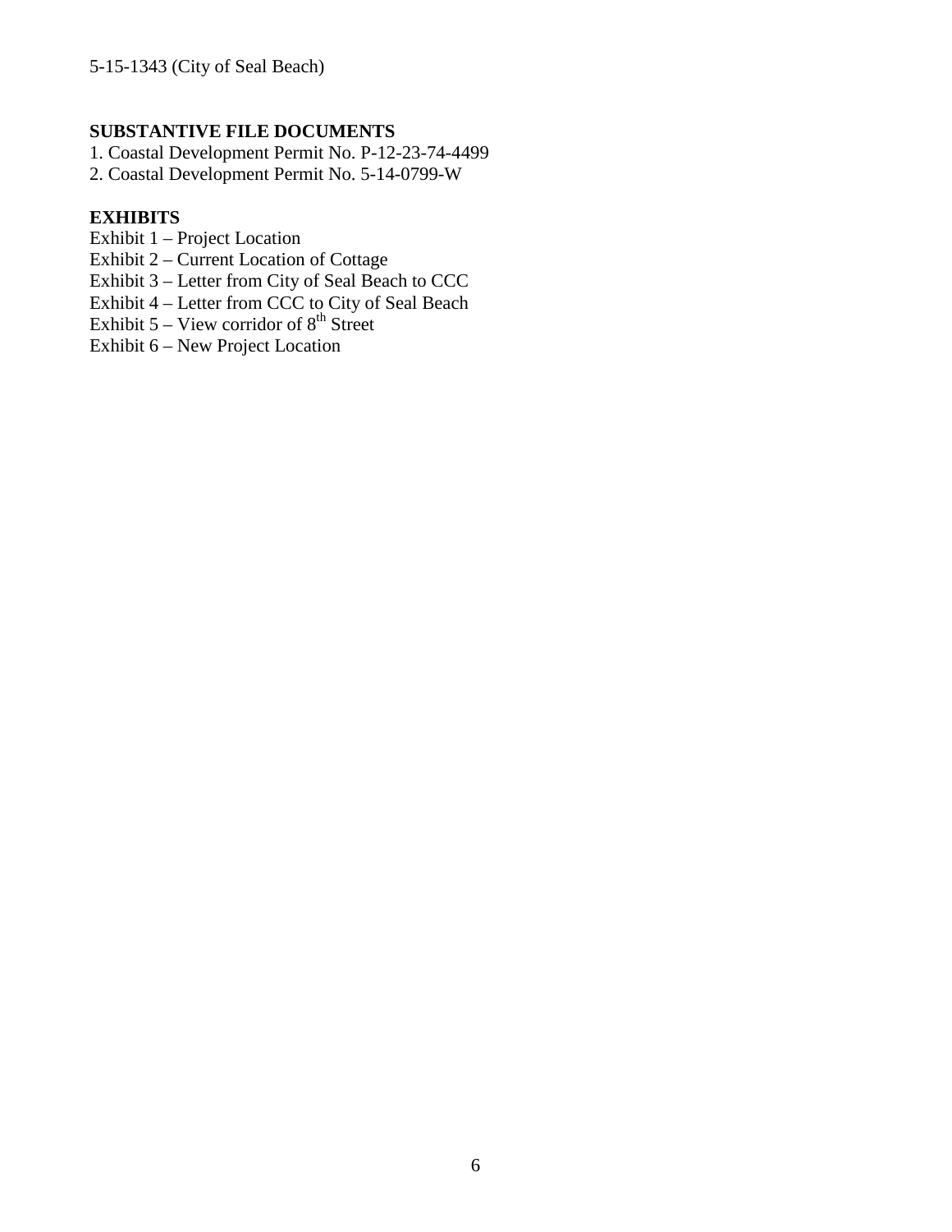## SUBSTANTIVE FILE DOCUMENTS

1. Coastal Development Permit No. P-12-23-74-4499
2. Coastal Development Permit No. 5-14-0799-W

## EXHIBITS

Exhibit 1 – Project Location
Exhibit 2 – Current Location of Cottage
Exhibit 3 – Letter from City of Seal Beach to CCC
Exhibit 4 – Letter from CCC to City of Seal Beach
Exhibit 5 – View corridor of 8th Street
Exhibit 6 – New Project Location